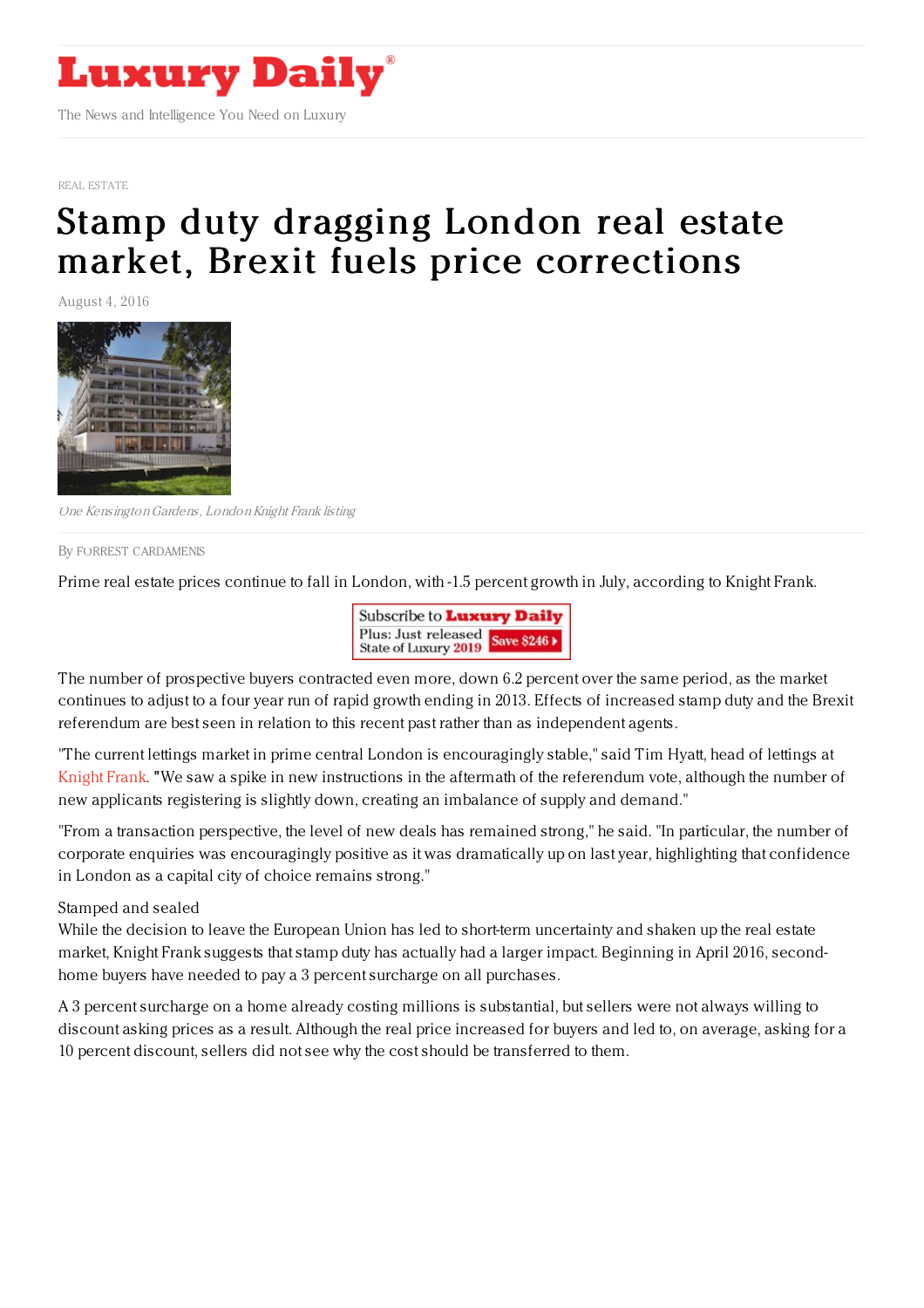# Luxury Daily

The News and Intelligence You Need on Luxury

REAL ESTATE

# Stamp duty dragging London real estate market, Brexit fuels price corrections

August 4, 2016

*One Kensington Gardens, London Knight Frank listing*

By FORREST CARDAMENIS

Prime real estate prices continue to fall in London, with -1.5 percent growth in July, according to Knight Frank.

The number of prospective buyers contracted even more, down 6.2 percent over the same period, as the market continues to adjust to a four year run of rapid growth ending in 2013. Effects of increased stamp duty and the Brexit referendum are best seen in relation to this recent past rather than as independent agents.

"The current lettings market in prime central London is encouragingly stable," said Tim Hyatt, head of lettings at Knight Frank. "We saw a spike in new instructions in the aftermath of the referendum vote, although the number of new applicants registering is slightly down, creating an imbalance of supply and demand."

"From a transaction perspective, the level of new deals has remained strong," he said. "In particular, the number of corporate enquiries was encouragingly positive as it was dramatically up on last year, highlighting that confidence in London as a capital city of choice remains strong."

Stamped and sealed

While the decision to leave the European Union has led to short-term uncertainty and shaken up the real estate market, Knight Frank suggests that stamp duty has actually had a larger impact. Beginning in April 2016, second-home buyers have needed to pay a 3 percent surcharge on all purchases.

A 3 percent surcharge on a home already costing millions is substantial, but sellers were not always willing to discount asking prices as a result. Although the real price increased for buyers and led to, on average, asking for a 10 percent discount, sellers did not see why the cost should be transferred to them.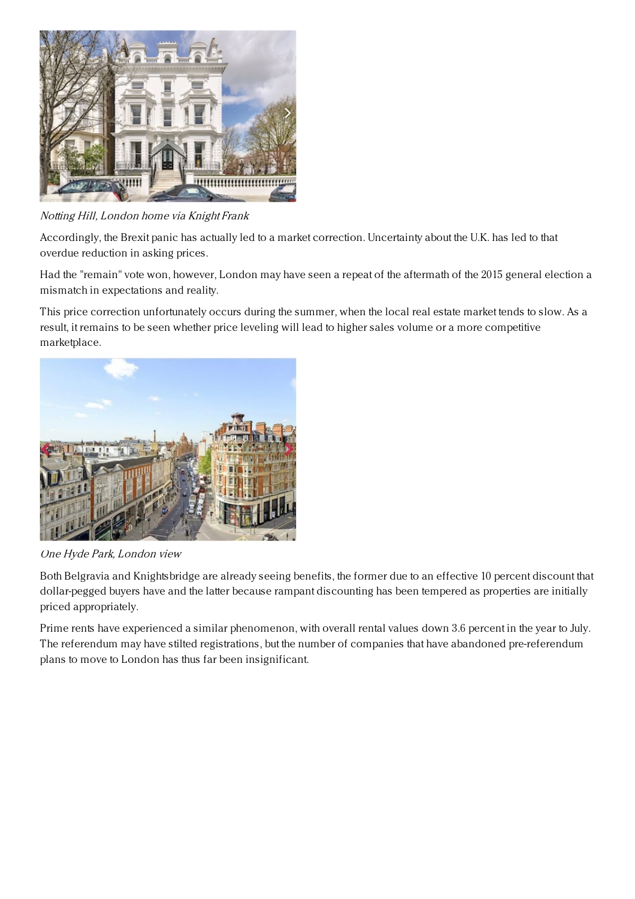*Notting Hill, London home via Knight Frank*

Accordingly, the Brexit panic has actually led to a market correction. Uncertainty about the U.K. has led to that overdue reduction in asking prices.

Had the "remain" vote won, however, London may have seen a repeat of the aftermath of the 2015 general election a mismatch in expectations and reality.

This price correction unfortunately occurs during the summer, when the local real estate market tends to slow. As a result, it remains to be seen whether price leveling will lead to higher sales volume or a more competitive marketplace.

*One Hyde Park, London view*

Both Belgravia and Knightsbridge are already seeing benefits, the former due to an effective 10 percent discount that dollar-pegged buyers have and the latter because rampant discounting has been tempered as properties are initially priced appropriately.

Prime rents have experienced a similar phenomenon, with overall rental values down 3.6 percent in the year to July. The referendum may have stilted registrations, but the number of companies that have abandoned pre-referendum plans to move to London has thus far been insignificant.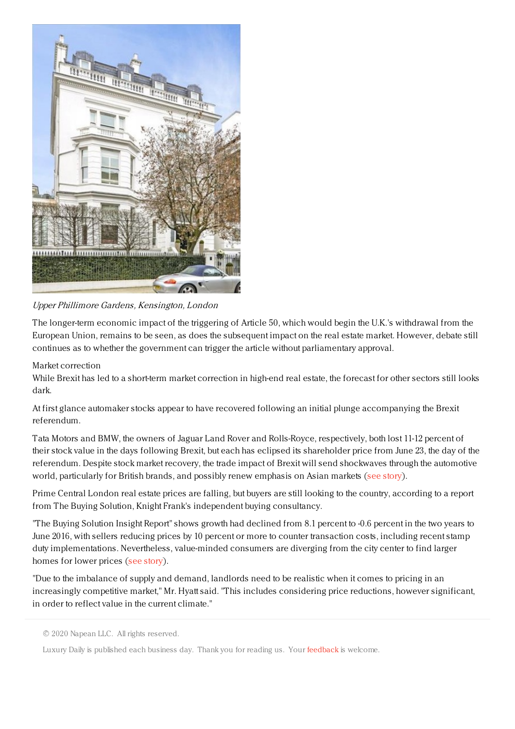*Upper Phillimore Gardens, Kensington, London*

The longer-term economic impact of the triggering of Article 50, which would begin the U.K.'s withdrawal from the European Union, remains to be seen, as does the subsequent impact on the real estate market. However, debate still continues as to whether the government can trigger the article without parliamentary approval.

Market correction

While Brexit has led to a short-term market correction in high-end real estate, the forecast for other sectors still looks dark.

At first glance automaker stocks appear to have recovered following an initial plunge accompanying the Brexit referendum.

Tata Motors and BMW, the owners of Jaguar Land Rover and Rolls-Royce, respectively, both lost 11-12 percent of their stock value in the days following Brexit, but each has eclipsed its shareholder price from June 23, the day of the referendum. Despite stock market recovery, the trade impact of Brexit will send shockwaves through the automotive world, particularly for British brands, and possibly renew emphasis on Asian markets (see story).

Prime Central London real estate prices are falling, but buyers are still looking to the country, according to a report from The Buying Solution, Knight Frank's independent buying consultancy.

"The Buying Solution Insight Report" shows growth had declined from 8.1 percent to -0.6 percent in the two years to June 2016, with sellers reducing prices by 10 percent or more to counter transaction costs, including recent stamp duty implementations. Nevertheless, value-minded consumers are diverging from the city center to find larger homes for lower prices (see story).

"Due to the imbalance of supply and demand, landlords need to be realistic when it comes to pricing in an increasingly competitive market," Mr. Hyatt said. "This includes considering price reductions, however significant, in order to reflect value in the current climate."

© 2020 Napean LLC. All rights reserved.

Luxury Daily is published each business day. Thank you for reading us. Your feedback is welcome.